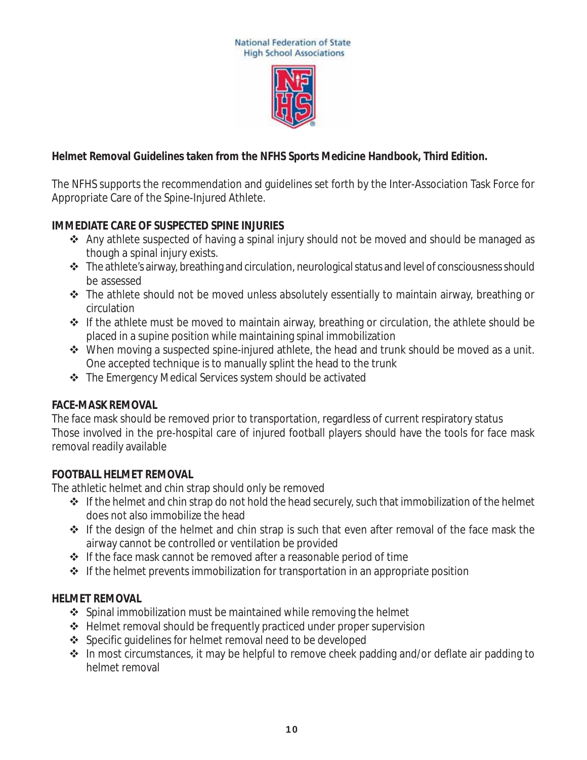National Federation of State High School Associations

**Helmet Removal Guidelines taken from the NFHS Sports Medicine Handbook, Third Edition.**

The NFHS supports the recommendation and guidelines set forth by the Inter-Association Task Force for Appropriate Care of the Spine-Injured Athlete.

**IMMEDIATE CARE OF SUSPECTED SPINE INJURIES**

- Any athlete suspected of having a spinal injury should not be moved and should be managed as though a spinal injury exists.
- The athlete's airway, breathing and circulation, neurological status and level of consciousness should be assessed
- The athlete should not be moved unless absolutely essentially to maintain airway, breathing or circulation
- If the athlete must be moved to maintain airway, breathing or circulation, the athlete should be placed in a supine position while maintaining spinal immobilization
- When moving a suspected spine-injured athlete, the head and trunk should be moved as a unit. One accepted technique is to manually splint the head to the trunk
- The Emergency Medical Services system should be activated

**FACE-MASK REMOVAL**

The face mask should be removed prior to transportation, regardless of current respiratory status
Those involved in the pre-hospital care of injured football players should have the tools for face mask removal readily available

**FOOTBALL HELMET REMOVAL**

The athletic helmet and chin strap should only be removed

- If the helmet and chin strap do not hold the head securely, such that immobilization of the helmet does not also immobilize the head
- If the design of the helmet and chin strap is such that even after removal of the face mask the airway cannot be controlled or ventilation be provided
- If the face mask cannot be removed after a reasonable period of time
- If the helmet prevents immobilization for transportation in an appropriate position

**HELMET REMOVAL**

- Spinal immobilization must be maintained while removing the helmet
- Helmet removal should be frequently practiced under proper supervision
- Specific guidelines for helmet removal need to be developed
- In most circumstances, it may be helpful to remove cheek padding and/or deflate air padding to helmet removal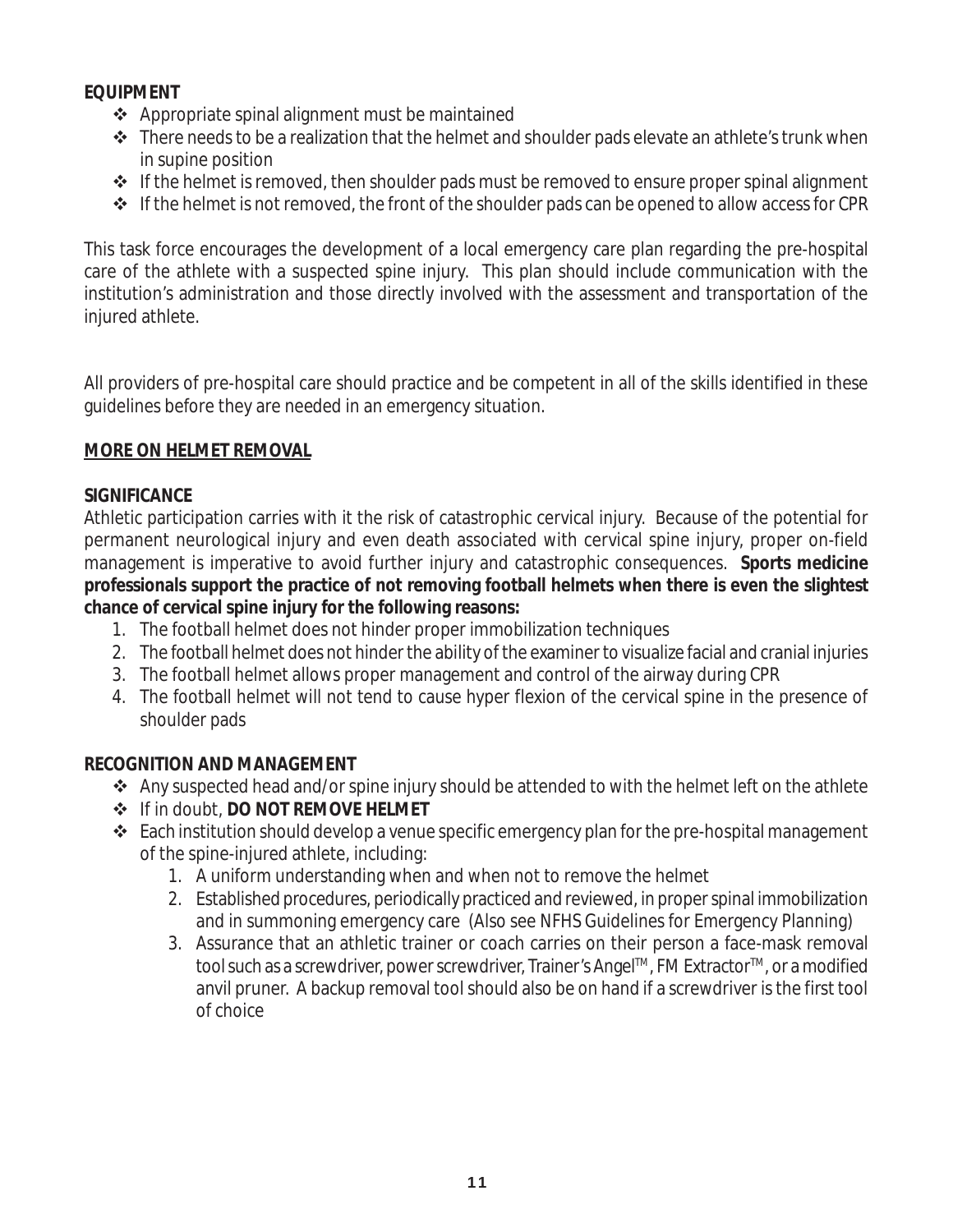**EQUIPMENT**

- Appropriate spinal alignment must be maintained
- There needs to be a realization that the helmet and shoulder pads elevate an athlete's trunk when in supine position
- If the helmet is removed, then shoulder pads must be removed to ensure proper spinal alignment
- If the helmet is not removed, the front of the shoulder pads can be opened to allow access for CPR

This task force encourages the development of a local emergency care plan regarding the pre-hospital care of the athlete with a suspected spine injury. This plan should include communication with the institution's administration and those directly involved with the assessment and transportation of the injured athlete.

All providers of pre-hospital care should practice and be competent in all of the skills identified in these guidelines before they are needed in an emergency situation.

## MORE ON HELMET REMOVAL

**SIGNIFICANCE**

Athletic participation carries with it the risk of catastrophic cervical injury. Because of the potential for permanent neurological injury and even death associated with cervical spine injury, proper on-field management is imperative to avoid further injury and catastrophic consequences. **Sports medicine professionals support the practice of not removing football helmets when there is even the slightest chance of cervical spine injury for the following reasons:**

1. The football helmet does not hinder proper immobilization techniques
2. The football helmet does not hinder the ability of the examiner to visualize facial and cranial injuries
3. The football helmet allows proper management and control of the airway during CPR
4. The football helmet will not tend to cause hyper flexion of the cervical spine in the presence of shoulder pads

**RECOGNITION AND MANAGEMENT**

- Any suspected head and/or spine injury should be attended to with the helmet left on the athlete
- If in doubt, **DO NOT REMOVE HELMET**
- Each institution should develop a venue specific emergency plan for the pre-hospital management of the spine-injured athlete, including:
    1. A uniform understanding when and when not to remove the helmet
    2. Established procedures, periodically practiced and reviewed, in proper spinal immobilization and in summoning emergency care (Also see NFHS Guidelines for Emergency Planning)
    3. Assurance that an athletic trainer or coach carries on their person a face-mask removal tool such as a screwdriver, power screwdriver, Trainer's Angel™, FM Extractor™, or a modified anvil pruner. A backup removal tool should also be on hand if a screwdriver is the first tool of choice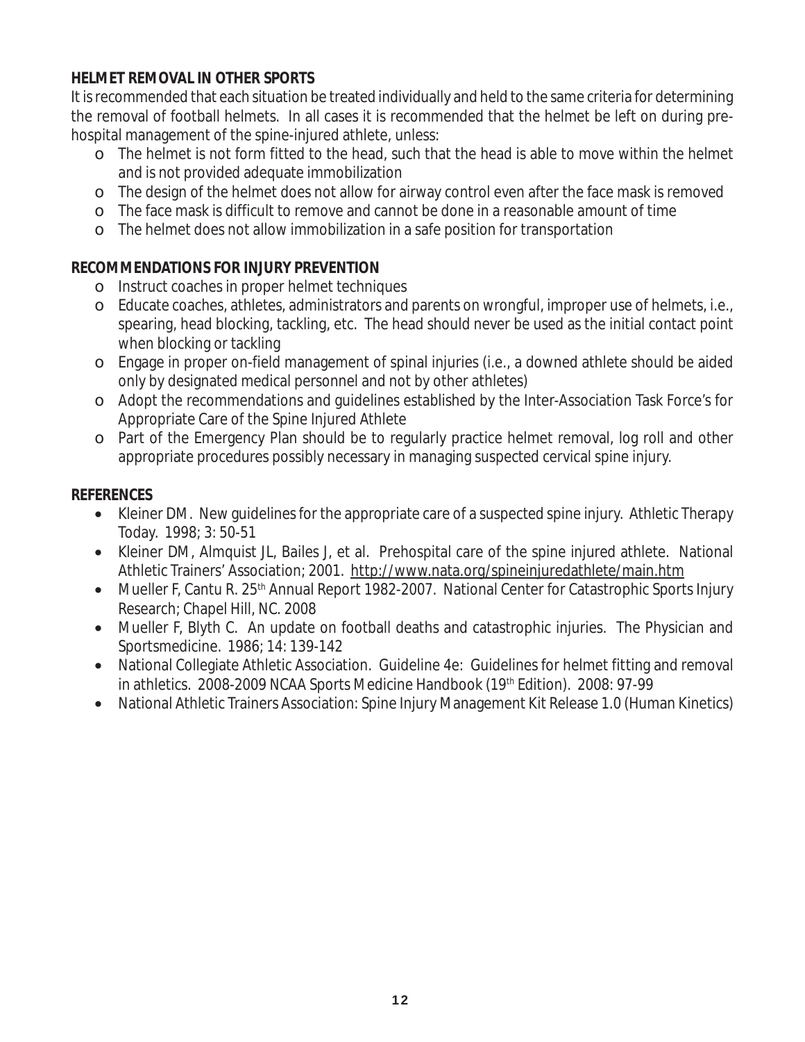## HELMET REMOVAL IN OTHER SPORTS

It is recommended that each situation be treated individually and held to the same criteria for determining the removal of football helmets. In all cases it is recommended that the helmet be left on during pre-hospital management of the spine-injured athlete, unless:

- The helmet is not form fitted to the head, such that the head is able to move within the helmet and is not provided adequate immobilization
- The design of the helmet does not allow for airway control even after the face mask is removed
- The face mask is difficult to remove and cannot be done in a reasonable amount of time
- The helmet does not allow immobilization in a safe position for transportation

## RECOMMENDATIONS FOR INJURY PREVENTION

- Instruct coaches in proper helmet techniques
- Educate coaches, athletes, administrators and parents on wrongful, improper use of helmets, i.e., spearing, head blocking, tackling, etc. The head should never be used as the initial contact point when blocking or tackling
- Engage in proper on-field management of spinal injuries (i.e., a downed athlete should be aided only by designated medical personnel and not by other athletes)
- Adopt the recommendations and guidelines established by the Inter-Association Task Force's for Appropriate Care of the Spine Injured Athlete
- Part of the Emergency Plan should be to regularly practice helmet removal, log roll and other appropriate procedures possibly necessary in managing suspected cervical spine injury.

## REFERENCES

- Kleiner DM. New guidelines for the appropriate care of a suspected spine injury. Athletic Therapy Today. 1998; 3: 50-51
- Kleiner DM, Almquist JL, Bailes J, et al. Prehospital care of the spine injured athlete. National Athletic Trainers' Association; 2001. http://www.nata.org/spineinjuredathlete/main.htm
- Mueller F, Cantu R. 25th Annual Report 1982-2007. National Center for Catastrophic Sports Injury Research; Chapel Hill, NC. 2008
- Mueller F, Blyth C. An update on football deaths and catastrophic injuries. The Physician and Sportsmedicine. 1986; 14: 139-142
- National Collegiate Athletic Association. Guideline 4e: Guidelines for helmet fitting and removal in athletics. 2008-2009 NCAA Sports Medicine Handbook (19th Edition). 2008: 97-99
- National Athletic Trainers Association: Spine Injury Management Kit Release 1.0 (Human Kinetics)